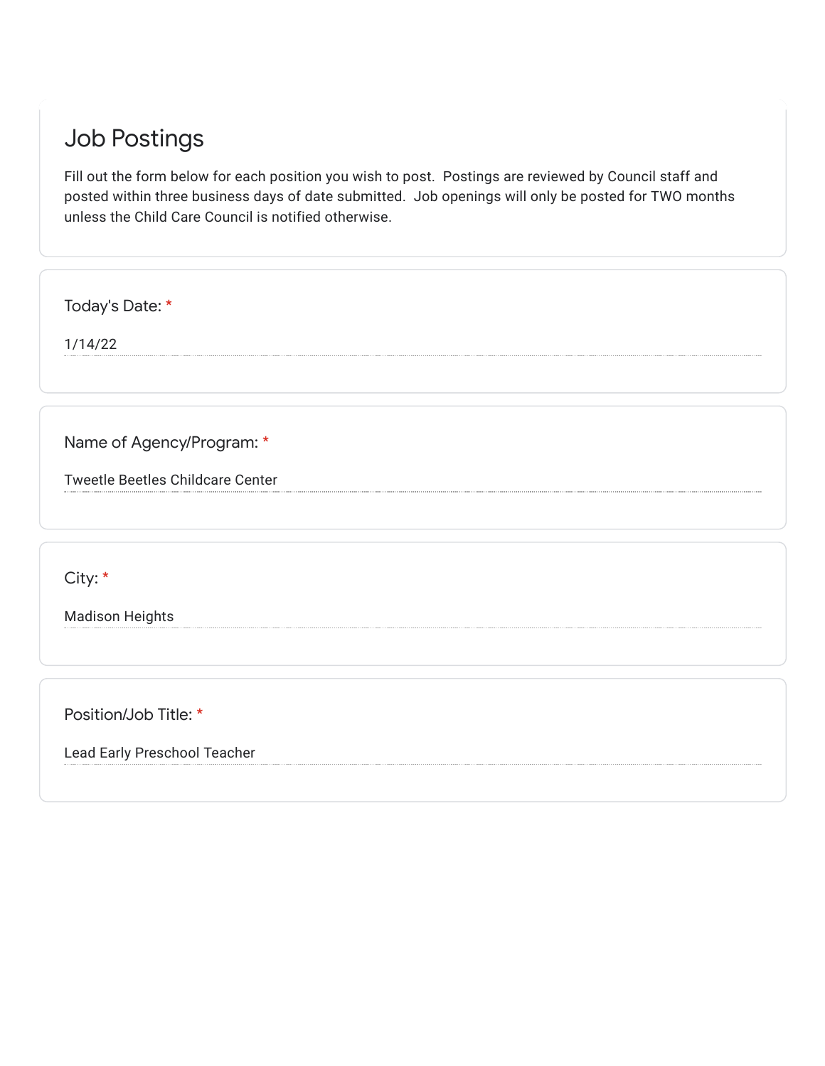# Job Postings

Fill out the form below for each position you wish to post. Postings are reviewed by Council staff and posted within three business days of date submitted. Job openings will only be posted for TWO months unless the Child Care Council is notified otherwise.

Today's Date: *

1/14/22

Name of Agency/Program: *

Tweetle Beetles Childcare Center

City: *

Madison Heights

Position/Job Title: *

Lead Early Preschool Teacher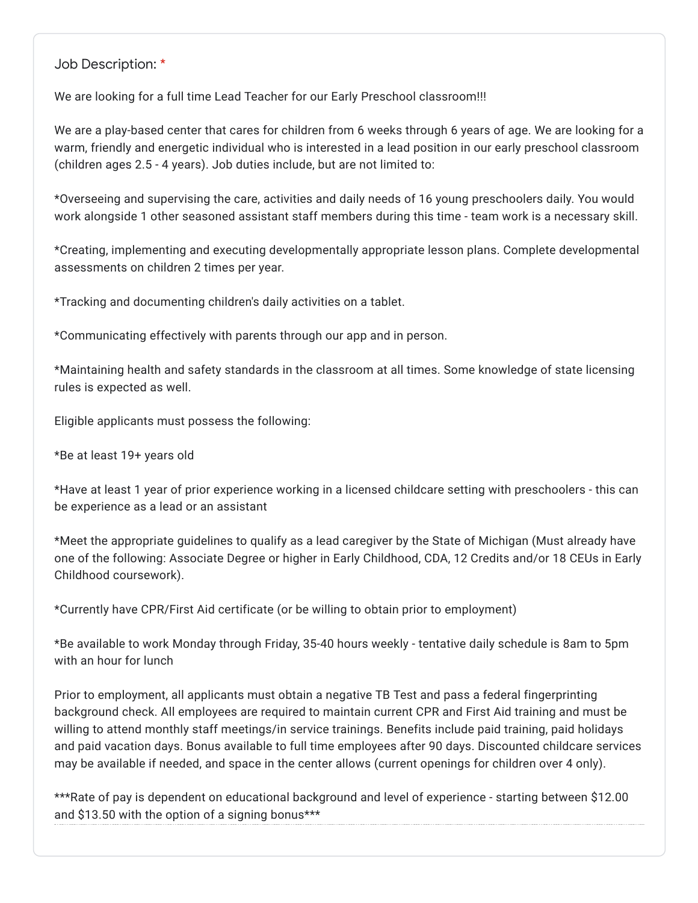Job Description: *

We are looking for a full time Lead Teacher for our Early Preschool classroom!!!

We are a play-based center that cares for children from 6 weeks through 6 years of age. We are looking for a warm, friendly and energetic individual who is interested in a lead position in our early preschool classroom (children ages 2.5 - 4 years). Job duties include, but are not limited to:

*Overseeing and supervising the care, activities and daily needs of 16 young preschoolers daily. You would work alongside 1 other seasoned assistant staff members during this time - team work is a necessary skill.

*Creating, implementing and executing developmentally appropriate lesson plans. Complete developmental assessments on children 2 times per year.

*Tracking and documenting children's daily activities on a tablet.

*Communicating effectively with parents through our app and in person.

*Maintaining health and safety standards in the classroom at all times. Some knowledge of state licensing rules is expected as well.

Eligible applicants must possess the following:

*Be at least 19+ years old

*Have at least 1 year of prior experience working in a licensed childcare setting with preschoolers - this can be experience as a lead or an assistant

*Meet the appropriate guidelines to qualify as a lead caregiver by the State of Michigan (Must already have one of the following: Associate Degree or higher in Early Childhood, CDA, 12 Credits and/or 18 CEUs in Early Childhood coursework).

*Currently have CPR/First Aid certificate (or be willing to obtain prior to employment)

*Be available to work Monday through Friday, 35-40 hours weekly - tentative daily schedule is 8am to 5pm with an hour for lunch

Prior to employment, all applicants must obtain a negative TB Test and pass a federal fingerprinting background check. All employees are required to maintain current CPR and First Aid training and must be willing to attend monthly staff meetings/in service trainings. Benefits include paid training, paid holidays and paid vacation days. Bonus available to full time employees after 90 days. Discounted childcare services may be available if needed, and space in the center allows (current openings for children over 4 only).

***Rate of pay is dependent on educational background and level of experience - starting between $12.00 and $13.50 with the option of a signing bonus***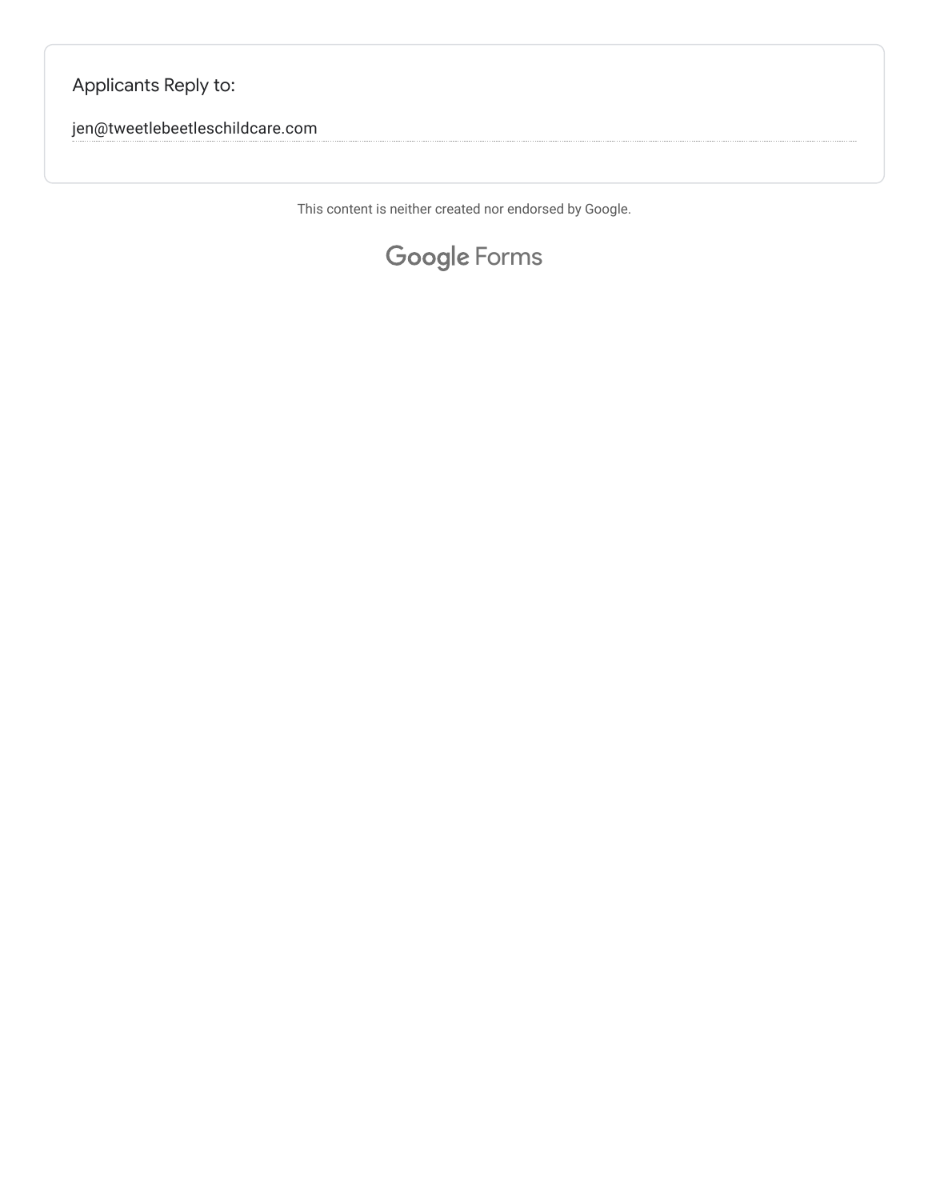Applicants Reply to:

jen@tweetlebeetleschildcare.com

This content is neither created nor endorsed by Google.

Google Forms